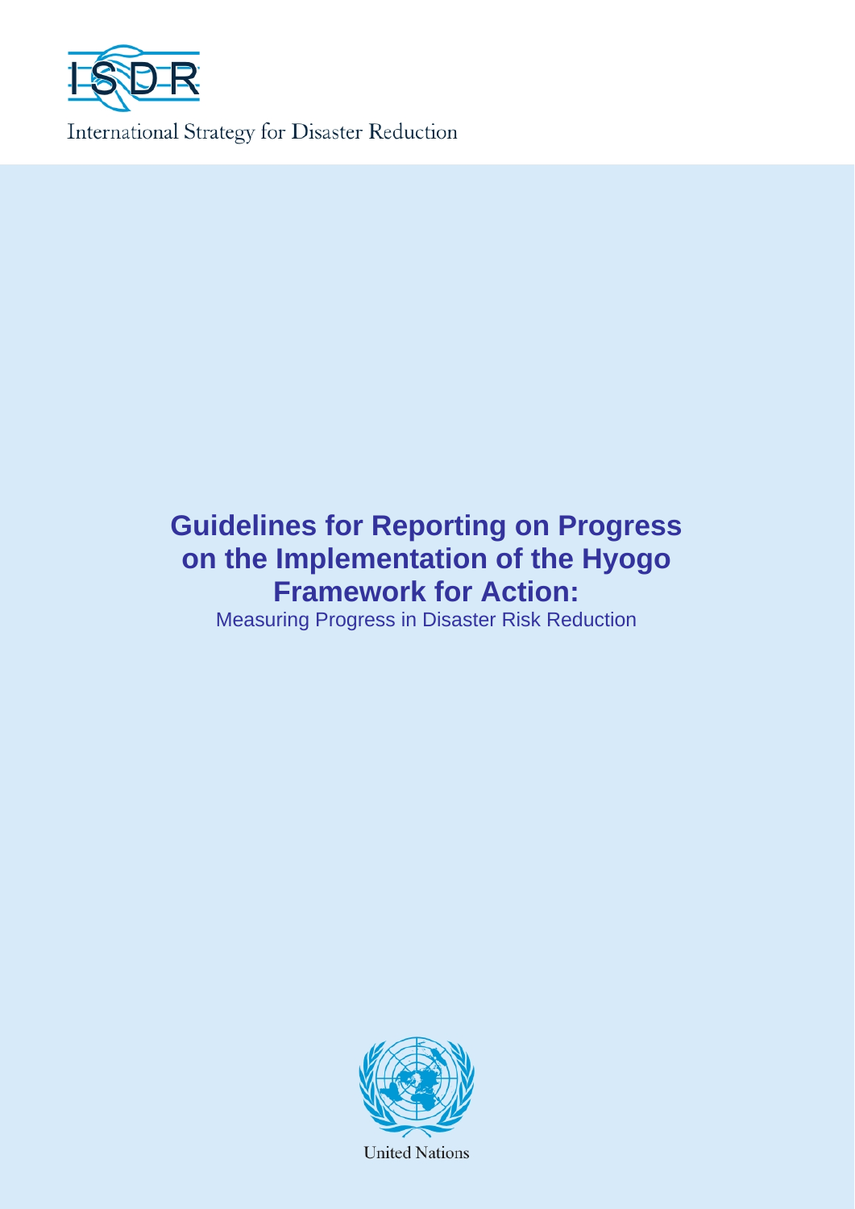ISDR

International Strategy for Disaster Reduction

# Guidelines for Reporting on Progress on the Implementation of the Hyogo Framework for Action:

Measuring Progress in Disaster Risk Reduction

United Nations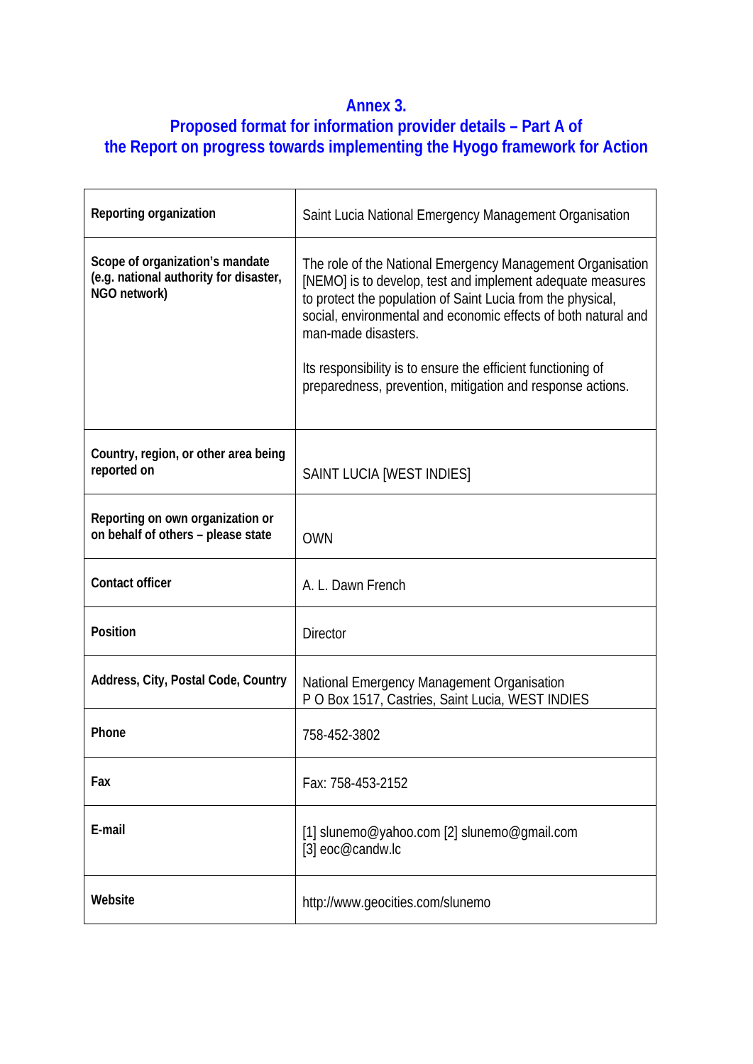# Annex 3.
# Proposed format for information provider details – Part A of the Report on progress towards implementing the Hyogo framework for Action

| | |
|---|---|
| **Reporting organization** | Saint Lucia National Emergency Management Organisation |
| **Scope of organization's mandate (e.g. national authority for disaster, NGO network)** | The role of the National Emergency Management Organisation [NEMO] is to develop, test and implement adequate measures to protect the population of Saint Lucia from the physical, social, environmental and economic effects of both natural and man-made disasters.<br><br>Its responsibility is to ensure the efficient functioning of preparedness, prevention, mitigation and response actions. |
| **Country, region, or other area being reported on** | SAINT LUCIA [WEST INDIES] |
| **Reporting on own organization or on behalf of others – please state** | OWN |
| **Contact officer** | A. L. Dawn French |
| **Position** | Director |
| **Address, City, Postal Code, Country** | National Emergency Management Organisation<br>P O Box 1517, Castries, Saint Lucia, WEST INDIES |
| **Phone** | 758-452-3802 |
| **Fax** | Fax: 758-453-2152 |
| **E-mail** | [1] slunemo@yahoo.com [2] slunemo@gmail.com<br>[3] eoc@candw.lc |
| **Website** | http://www.geocities.com/slunemo |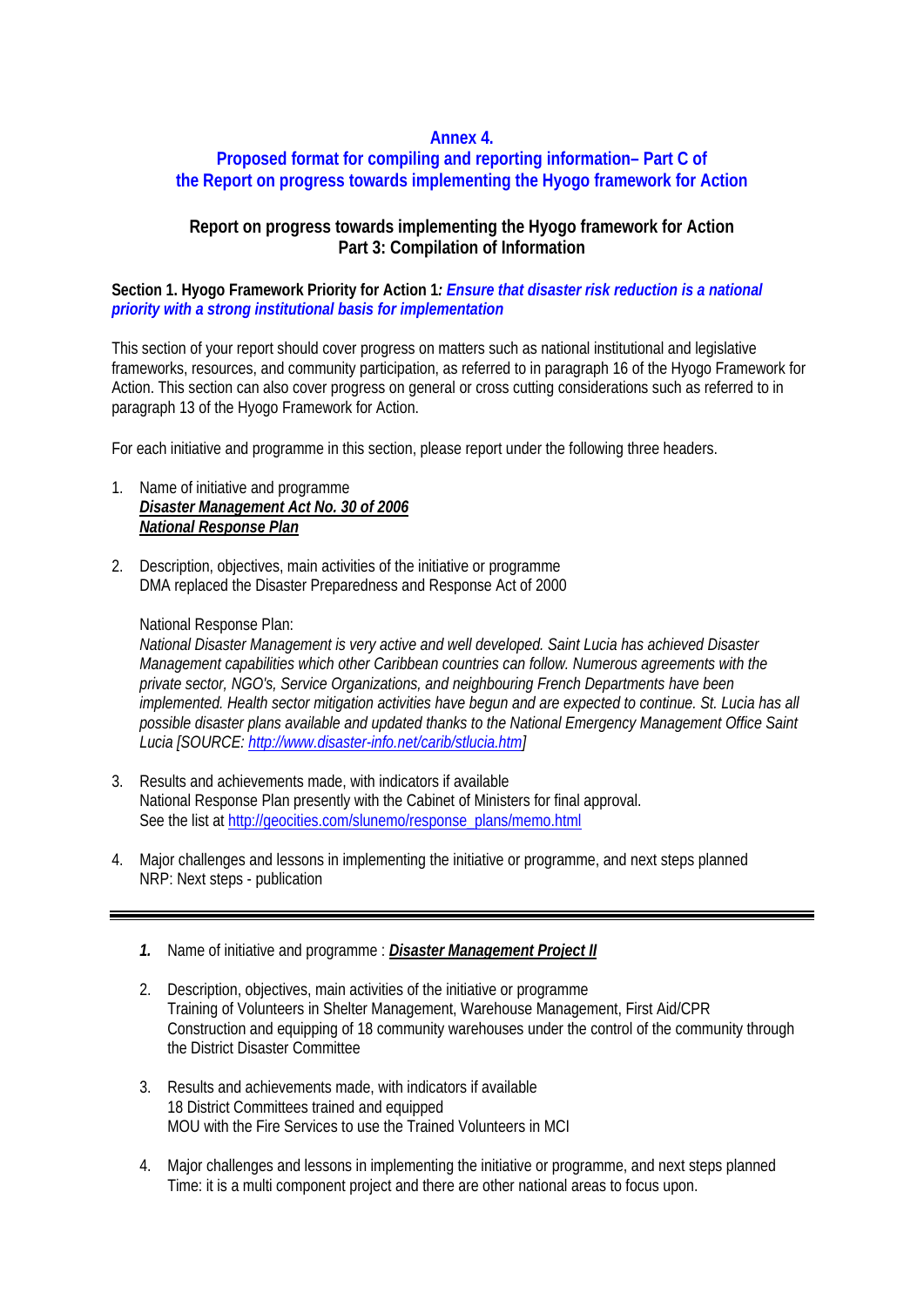## Annex 4.
## Proposed format for compiling and reporting information– Part C of the Report on progress towards implementing the Hyogo framework for Action

### Report on progress towards implementing the Hyogo framework for Action
### Part 3: Compilation of Information

**Section 1. Hyogo Framework Priority for Action 1*: Ensure that disaster risk reduction is a national priority with a strong institutional basis for implementation***

This section of your report should cover progress on matters such as national institutional and legislative frameworks, resources, and community participation, as referred to in paragraph 16 of the Hyogo Framework for Action. This section can also cover progress on general or cross cutting considerations such as referred to in paragraph 13 of the Hyogo Framework for Action.

For each initiative and programme in this section, please report under the following three headers.

1. Name of initiative and programme
   ***Disaster Management Act No. 30 of 2006***
   ***National Response Plan***

2. Description, objectives, main activities of the initiative or programme
   DMA replaced the Disaster Preparedness and Response Act of 2000

   National Response Plan:
   *National Disaster Management is very active and well developed. Saint Lucia has achieved Disaster Management capabilities which other Caribbean countries can follow. Numerous agreements with the private sector, NGO's, Service Organizations, and neighbouring French Departments have been implemented. Health sector mitigation activities have begun and are expected to continue. St. Lucia has all possible disaster plans available and updated thanks to the National Emergency Management Office Saint Lucia [SOURCE: http://www.disaster-info.net/carib/stlucia.htm]*

3. Results and achievements made, with indicators if available
   National Response Plan presently with the Cabinet of Ministers for final approval.
   See the list at http://geocities.com/slunemo/response_plans/memo.html

4. Major challenges and lessons in implementing the initiative or programme, and next steps planned
   NRP: Next steps - publication

---

1. Name of initiative and programme : ***Disaster Management Project II***

2. Description, objectives, main activities of the initiative or programme
   Training of Volunteers in Shelter Management, Warehouse Management, First Aid/CPR
   Construction and equipping of 18 community warehouses under the control of the community through the District Disaster Committee

3. Results and achievements made, with indicators if available
   18 District Committees trained and equipped
   MOU with the Fire Services to use the Trained Volunteers in MCI

4. Major challenges and lessons in implementing the initiative or programme, and next steps planned
   Time: it is a multi component project and there are other national areas to focus upon.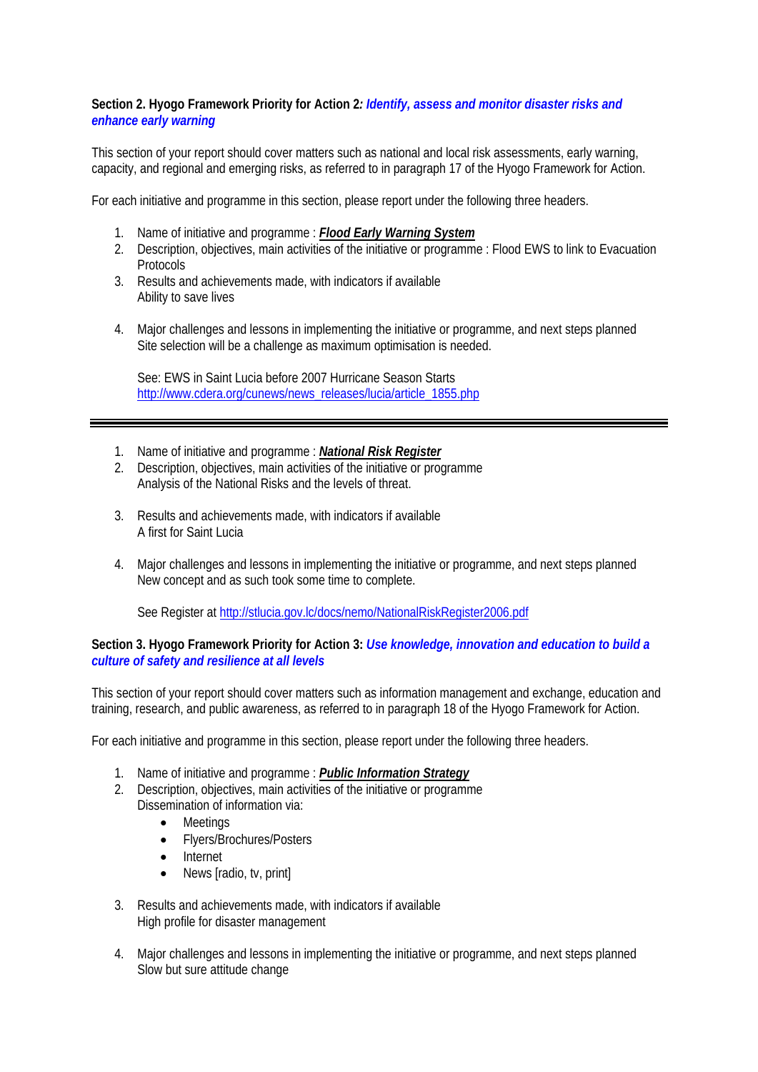**Section 2. Hyogo Framework Priority for Action 2*: Identify, assess and monitor disaster risks and enhance early warning***

This section of your report should cover matters such as national and local risk assessments, early warning, capacity, and regional and emerging risks, as referred to in paragraph 17 of the Hyogo Framework for Action.

For each initiative and programme in this section, please report under the following three headers.

1. Name of initiative and programme : ***Flood Early Warning System***
2. Description, objectives, main activities of the initiative or programme : Flood EWS to link to Evacuation Protocols
3. Results and achievements made, with indicators if available
   Ability to save lives

4. Major challenges and lessons in implementing the initiative or programme, and next steps planned
   Site selection will be a challenge as maximum optimisation is needed.

   See: EWS in Saint Lucia before 2007 Hurricane Season Starts
   http://www.cdera.org/cunews/news_releases/lucia/article_1855.php

---

1. Name of initiative and programme : ***National Risk Register***
2. Description, objectives, main activities of the initiative or programme
   Analysis of the National Risks and the levels of threat.

3. Results and achievements made, with indicators if available
   A first for Saint Lucia

4. Major challenges and lessons in implementing the initiative or programme, and next steps planned
   New concept and as such took some time to complete.

   See Register at http://stlucia.gov.lc/docs/nemo/NationalRiskRegister2006.pdf

**Section 3. Hyogo Framework Priority for Action 3: *Use knowledge, innovation and education to build a culture of safety and resilience at all levels***

This section of your report should cover matters such as information management and exchange, education and training, research, and public awareness, as referred to in paragraph 18 of the Hyogo Framework for Action.

For each initiative and programme in this section, please report under the following three headers.

1. Name of initiative and programme : ***Public Information Strategy***
2. Description, objectives, main activities of the initiative or programme
   Dissemination of information via:
   - Meetings
   - Flyers/Brochures/Posters
   - Internet
   - News [radio, tv, print]

3. Results and achievements made, with indicators if available
   High profile for disaster management

4. Major challenges and lessons in implementing the initiative or programme, and next steps planned
   Slow but sure attitude change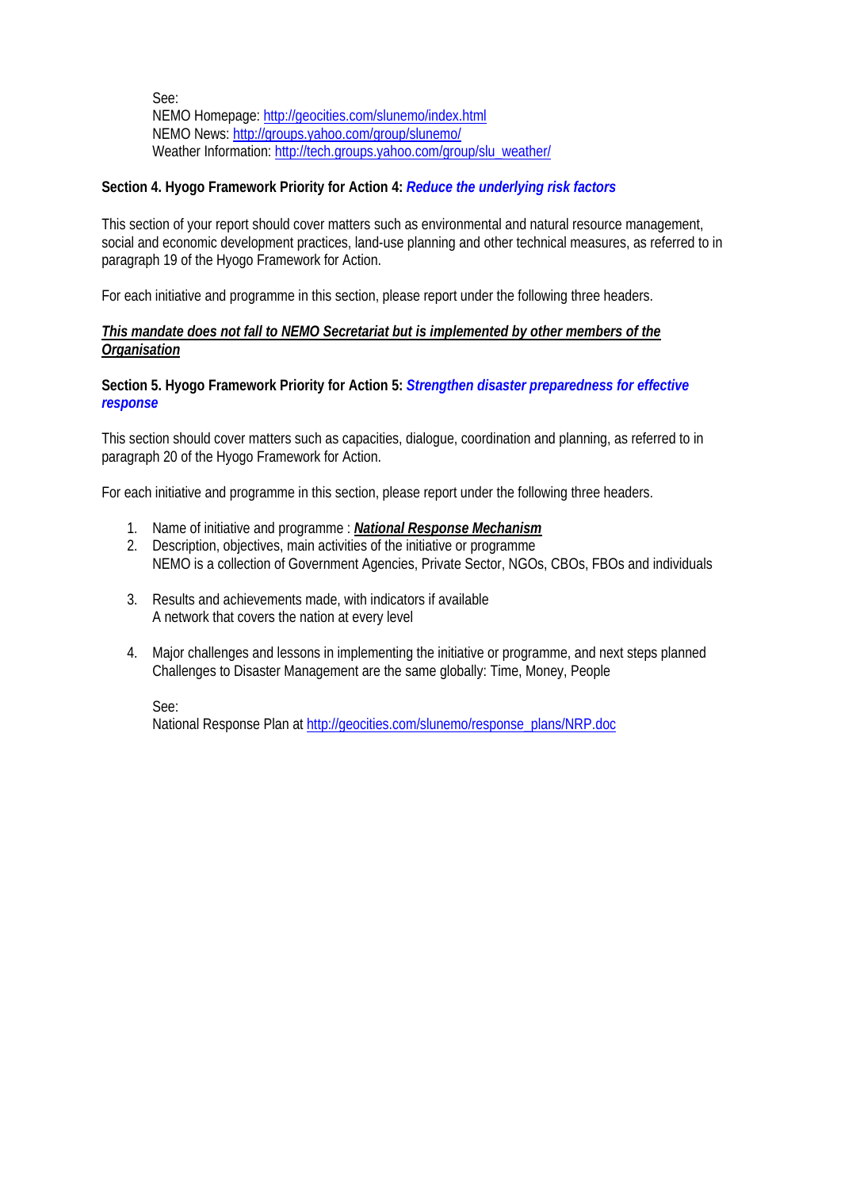See:
NEMO Homepage: http://geocities.com/slunemo/index.html
NEMO News: http://groups.yahoo.com/group/slunemo/
Weather Information: http://tech.groups.yahoo.com/group/slu_weather/

**Section 4. Hyogo Framework Priority for Action 4: *Reduce the underlying risk factors***

This section of your report should cover matters such as environmental and natural resource management, social and economic development practices, land-use planning and other technical measures, as referred to in paragraph 19 of the Hyogo Framework for Action.

For each initiative and programme in this section, please report under the following three headers.

***This mandate does not fall to NEMO Secretariat but is implemented by other members of the Organisation***

**Section 5. Hyogo Framework Priority for Action 5: *Strengthen disaster preparedness for effective response***

This section should cover matters such as capacities, dialogue, coordination and planning, as referred to in paragraph 20 of the Hyogo Framework for Action.

For each initiative and programme in this section, please report under the following three headers.

1. Name of initiative and programme : ***National Response Mechanism***
2. Description, objectives, main activities of the initiative or programme
   NEMO is a collection of Government Agencies, Private Sector, NGOs, CBOs, FBOs and individuals
3. Results and achievements made, with indicators if available
   A network that covers the nation at every level
4. Major challenges and lessons in implementing the initiative or programme, and next steps planned
   Challenges to Disaster Management are the same globally: Time, Money, People

   See:
   National Response Plan at http://geocities.com/slunemo/response_plans/NRP.doc